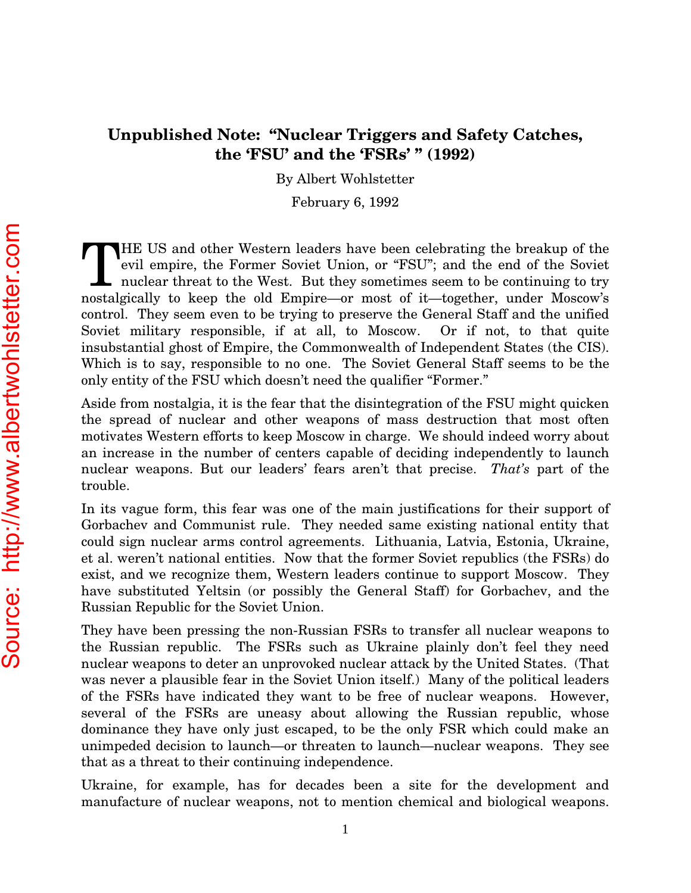# Unpublished Note: "Nuclear Triggers and Safety Catches, the 'FSU' and the 'FSRs' " (1992)

By Albert Wohlstetter

February 6, 1992

THE US and other Western leaders have been celebrating the breakup of the evil empire, the Former Soviet Union, or "FSU"; and the end of the Soviet nuclear threat to the West. But they sometimes seem to be continuing to try nostalgically to keep the old Empire—or most of it—together, under Moscow's control. They seem even to be trying to preserve the General Staff and the unified Soviet military responsible, if at all, to Moscow. Or if not, to that quite insubstantial ghost of Empire, the Commonwealth of Independent States (the CIS). Which is to say, responsible to no one. The Soviet General Staff seems to be the only entity of the FSU which doesn't need the qualifier "Former."

Aside from nostalgia, it is the fear that the disintegration of the FSU might quicken the spread of nuclear and other weapons of mass destruction that most often motivates Western efforts to keep Moscow in charge. We should indeed worry about an increase in the number of centers capable of deciding independently to launch nuclear weapons. But our leaders' fears aren't that precise. *That's* part of the trouble.

In its vague form, this fear was one of the main justifications for their support of Gorbachev and Communist rule. They needed same existing national entity that could sign nuclear arms control agreements. Lithuania, Latvia, Estonia, Ukraine, et al. weren't national entities. Now that the former Soviet republics (the FSRs) do exist, and we recognize them, Western leaders continue to support Moscow. They have substituted Yeltsin (or possibly the General Staff) for Gorbachev, and the Russian Republic for the Soviet Union.

They have been pressing the non-Russian FSRs to transfer all nuclear weapons to the Russian republic. The FSRs such as Ukraine plainly don't feel they need nuclear weapons to deter an unprovoked nuclear attack by the United States. (That was never a plausible fear in the Soviet Union itself.) Many of the political leaders of the FSRs have indicated they want to be free of nuclear weapons. However, several of the FSRs are uneasy about allowing the Russian republic, whose dominance they have only just escaped, to be the only FSR which could make an unimpeded decision to launch—or threaten to launch—nuclear weapons. They see that as a threat to their continuing independence.

Ukraine, for example, has for decades been a site for the development and manufacture of nuclear weapons, not to mention chemical and biological weapons.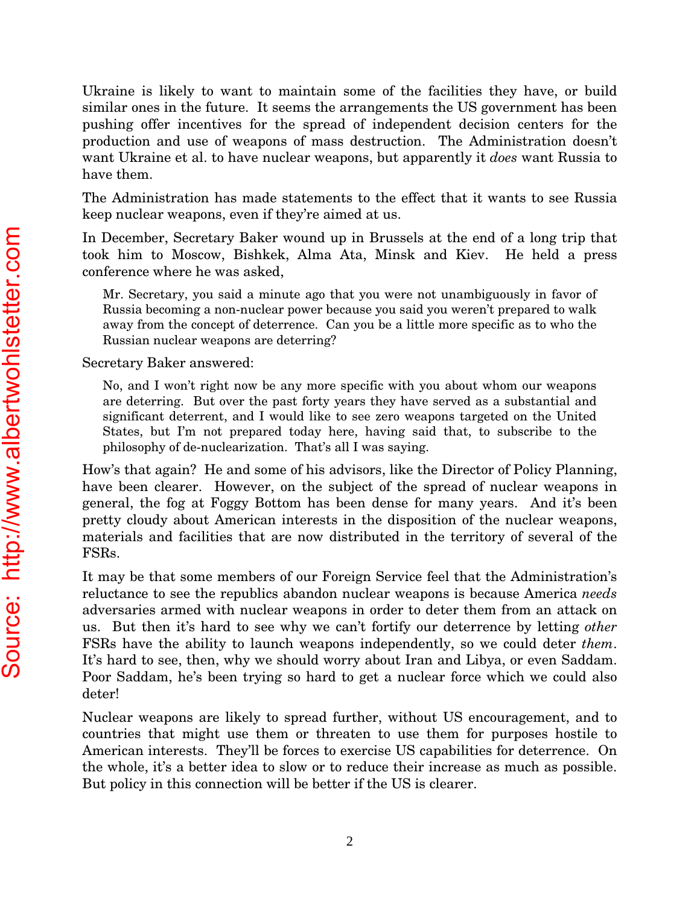Ukraine is likely to want to maintain some of the facilities they have, or build similar ones in the future. It seems the arrangements the US government has been pushing offer incentives for the spread of independent decision centers for the production and use of weapons of mass destruction. The Administration doesn't want Ukraine et al. to have nuclear weapons, but apparently it *does* want Russia to have them.

The Administration has made statements to the effect that it wants to see Russia keep nuclear weapons, even if they're aimed at us.

In December, Secretary Baker wound up in Brussels at the end of a long trip that took him to Moscow, Bishkek, Alma Ata, Minsk and Kiev. He held a press conference where he was asked,

> Mr. Secretary, you said a minute ago that you were not unambiguously in favor of Russia becoming a non-nuclear power because you said you weren't prepared to walk away from the concept of deterrence. Can you be a little more specific as to who the Russian nuclear weapons are deterring?

Secretary Baker answered:

> No, and I won't right now be any more specific with you about whom our weapons are deterring. But over the past forty years they have served as a substantial and significant deterrent, and I would like to see zero weapons targeted on the United States, but I'm not prepared today here, having said that, to subscribe to the philosophy of de-nuclearization. That's all I was saying.

How's that again? He and some of his advisors, like the Director of Policy Planning, have been clearer. However, on the subject of the spread of nuclear weapons in general, the fog at Foggy Bottom has been dense for many years. And it's been pretty cloudy about American interests in the disposition of the nuclear weapons, materials and facilities that are now distributed in the territory of several of the FSRs.

It may be that some members of our Foreign Service feel that the Administration's reluctance to see the republics abandon nuclear weapons is because America *needs* adversaries armed with nuclear weapons in order to deter them from an attack on us. But then it's hard to see why we can't fortify our deterrence by letting *other* FSRs have the ability to launch weapons independently, so we could deter *them*. It's hard to see, then, why we should worry about Iran and Libya, or even Saddam. Poor Saddam, he's been trying so hard to get a nuclear force which we could also deter!

Nuclear weapons are likely to spread further, without US encouragement, and to countries that might use them or threaten to use them for purposes hostile to American interests. They'll be forces to exercise US capabilities for deterrence. On the whole, it's a better idea to slow or to reduce their increase as much as possible. But policy in this connection will be better if the US is clearer.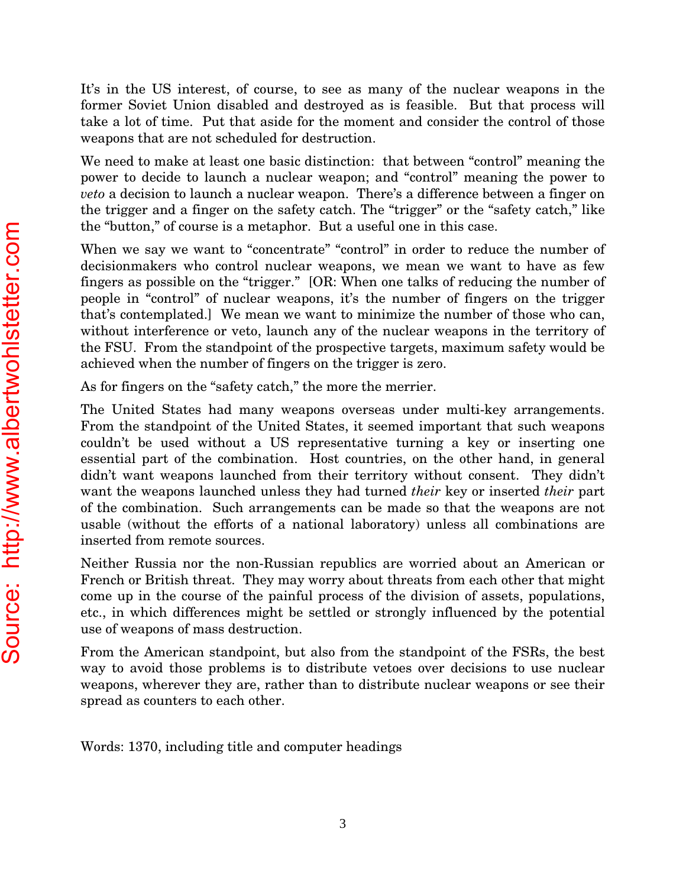It's in the US interest, of course, to see as many of the nuclear weapons in the former Soviet Union disabled and destroyed as is feasible. But that process will take a lot of time. Put that aside for the moment and consider the control of those weapons that are not scheduled for destruction.

We need to make at least one basic distinction: that between "control" meaning the power to decide to launch a nuclear weapon; and "control" meaning the power to *veto* a decision to launch a nuclear weapon. There's a difference between a finger on the trigger and a finger on the safety catch. The "trigger" or the "safety catch," like the "button," of course is a metaphor. But a useful one in this case.

When we say we want to "concentrate" "control" in order to reduce the number of decisionmakers who control nuclear weapons, we mean we want to have as few fingers as possible on the "trigger." [OR: When one talks of reducing the number of people in "control" of nuclear weapons, it's the number of fingers on the trigger that's contemplated.] We mean we want to minimize the number of those who can, without interference or veto, launch any of the nuclear weapons in the territory of the FSU. From the standpoint of the prospective targets, maximum safety would be achieved when the number of fingers on the trigger is zero.

As for fingers on the "safety catch," the more the merrier.

The United States had many weapons overseas under multi-key arrangements. From the standpoint of the United States, it seemed important that such weapons couldn't be used without a US representative turning a key or inserting one essential part of the combination. Host countries, on the other hand, in general didn't want weapons launched from their territory without consent. They didn't want the weapons launched unless they had turned *their* key or inserted *their* part of the combination. Such arrangements can be made so that the weapons are not usable (without the efforts of a national laboratory) unless all combinations are inserted from remote sources.

Neither Russia nor the non-Russian republics are worried about an American or French or British threat. They may worry about threats from each other that might come up in the course of the painful process of the division of assets, populations, etc., in which differences might be settled or strongly influenced by the potential use of weapons of mass destruction.

From the American standpoint, but also from the standpoint of the FSRs, the best way to avoid those problems is to distribute vetoes over decisions to use nuclear weapons, wherever they are, rather than to distribute nuclear weapons or see their spread as counters to each other.

Words: 1370, including title and computer headings